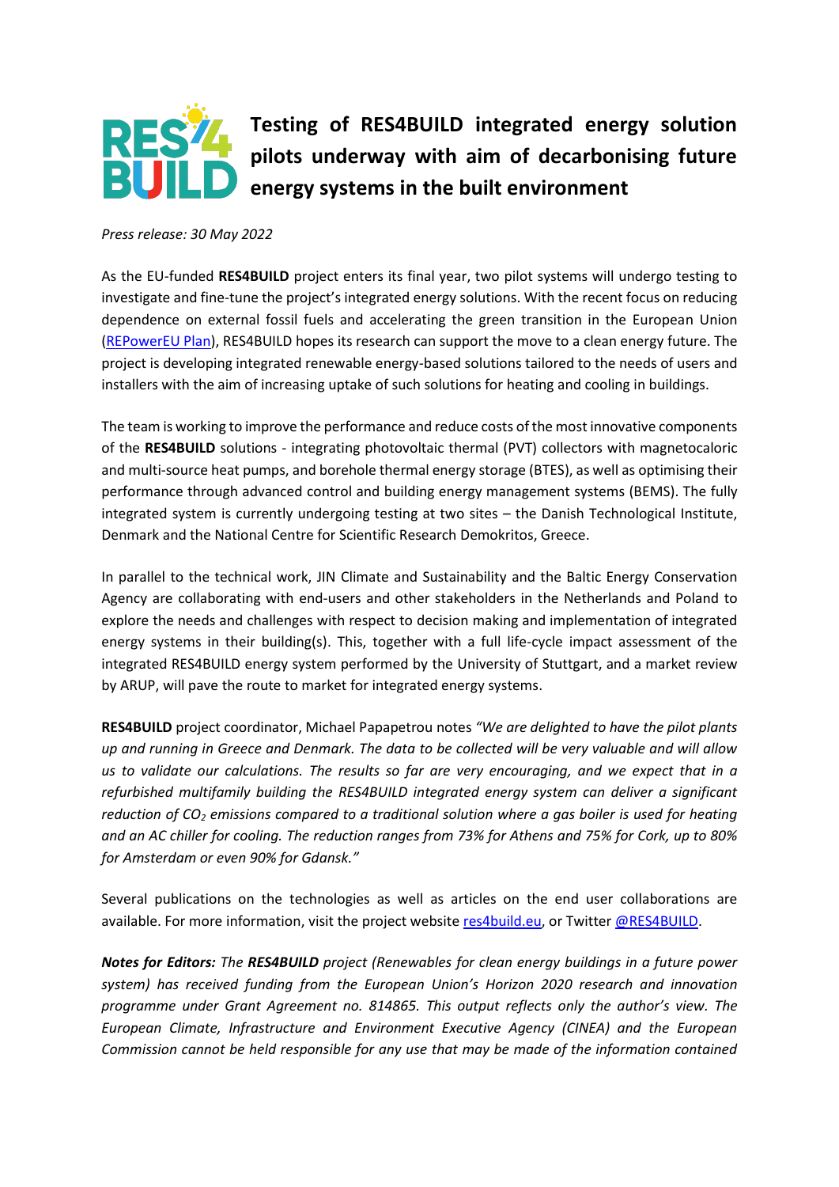# Testing of RES4BUILD integrated energy solution pilots underway with aim of decarbonising future energy systems in the built environment

*Press release: 30 May 2022*

As the EU-funded **RES4BUILD** project enters its final year, two pilot systems will undergo testing to investigate and fine-tune the project's integrated energy solutions. With the recent focus on reducing dependence on external fossil fuels and accelerating the green transition in the European Union (REPowerEU Plan), RES4BUILD hopes its research can support the move to a clean energy future. The project is developing integrated renewable energy-based solutions tailored to the needs of users and installers with the aim of increasing uptake of such solutions for heating and cooling in buildings.

The team is working to improve the performance and reduce costs of the most innovative components of the **RES4BUILD** solutions - integrating photovoltaic thermal (PVT) collectors with magnetocaloric and multi-source heat pumps, and borehole thermal energy storage (BTES), as well as optimising their performance through advanced control and building energy management systems (BEMS). The fully integrated system is currently undergoing testing at two sites – the Danish Technological Institute, Denmark and the National Centre for Scientific Research Demokritos, Greece.

In parallel to the technical work, JIN Climate and Sustainability and the Baltic Energy Conservation Agency are collaborating with end-users and other stakeholders in the Netherlands and Poland to explore the needs and challenges with respect to decision making and implementation of integrated energy systems in their building(s). This, together with a full life-cycle impact assessment of the integrated RES4BUILD energy system performed by the University of Stuttgart, and a market review by ARUP, will pave the route to market for integrated energy systems.

**RES4BUILD** project coordinator, Michael Papapetrou notes *"We are delighted to have the pilot plants up and running in Greece and Denmark. The data to be collected will be very valuable and will allow us to validate our calculations. The results so far are very encouraging, and we expect that in a refurbished multifamily building the RES4BUILD integrated energy system can deliver a significant reduction of $CO_2$ emissions compared to a traditional solution where a gas boiler is used for heating and an AC chiller for cooling. The reduction ranges from 73% for Athens and 75% for Cork, up to 80% for Amsterdam or even 90% for Gdansk."*

Several publications on the technologies as well as articles on the end user collaborations are available. For more information, visit the project website res4build.eu, or Twitter @RES4BUILD.

***Notes for Editors:*** *The* ***RES4BUILD*** *project (Renewables for clean energy buildings in a future power system) has received funding from the European Union's Horizon 2020 research and innovation programme under Grant Agreement no. 814865. This output reflects only the author's view. The European Climate, Infrastructure and Environment Executive Agency (CINEA) and the European Commission cannot be held responsible for any use that may be made of the information contained*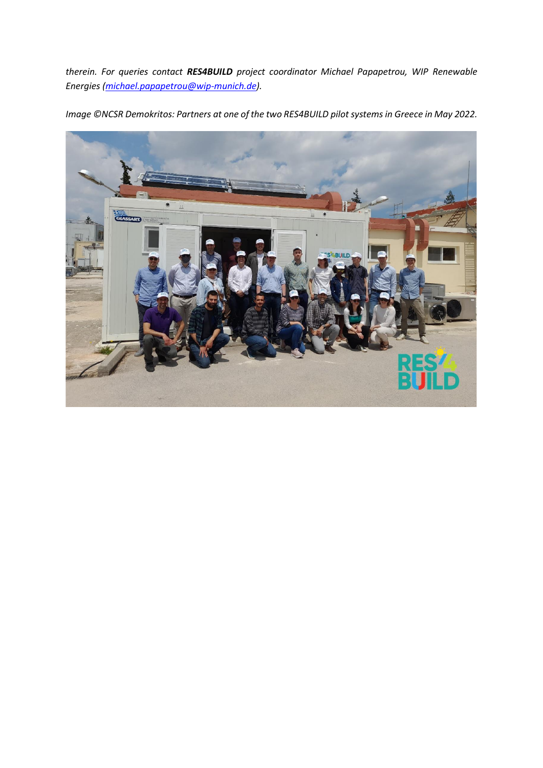*therein. For queries contact **RES4BUILD** project coordinator Michael Papapetrou, WIP Renewable Energies ([michael.papapetrou@wip-munich.de](mailto:michael.papapetrou@wip-munich.de)).*

*Image ©NCSR Demokritos: Partners at one of the two RES4BUILD pilot systems in Greece in May 2022.*